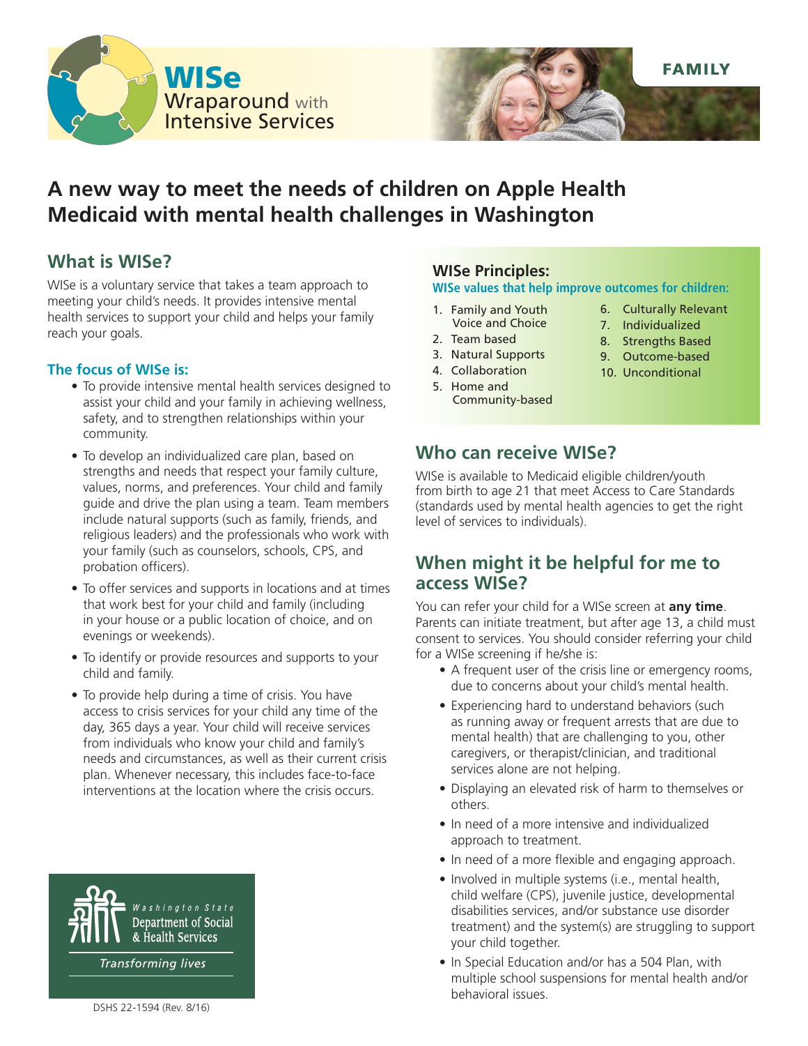WISe
Wraparound with Intensive Services

FAMILY

# A new way to meet the needs of children on Apple Health Medicaid with mental health challenges in Washington

## What is WISe?

WISe is a voluntary service that takes a team approach to meeting your child's needs. It provides intensive mental health services to support your child and helps your family reach your goals.

### The focus of WISe is:

- To provide intensive mental health services designed to assist your child and your family in achieving wellness, safety, and to strengthen relationships within your community.
- To develop an individualized care plan, based on strengths and needs that respect your family culture, values, norms, and preferences. Your child and family guide and drive the plan using a team. Team members include natural supports (such as family, friends, and religious leaders) and the professionals who work with your family (such as counselors, schools, CPS, and probation officers).
- To offer services and supports in locations and at times that work best for your child and family (including in your house or a public location of choice, and on evenings or weekends).
- To identify or provide resources and supports to your child and family.
- To provide help during a time of crisis. You have access to crisis services for your child any time of the day, 365 days a year. Your child will receive services from individuals who know your child and family's needs and circumstances, as well as their current crisis plan. Whenever necessary, this includes face-to-face interventions at the location where the crisis occurs.

### WISe Principles:

**WISe values that help improve outcomes for children:**

1. Family and Youth Voice and Choice
2. Team based
3. Natural Supports
4. Collaboration
5. Home and Community-based
6. Culturally Relevant
7. Individualized
8. Strengths Based
9. Outcome-based
10. Unconditional

## Who can receive WISe?

WISe is available to Medicaid eligible children/youth from birth to age 21 that meet Access to Care Standards (standards used by mental health agencies to get the right level of services to individuals).

## When might it be helpful for me to access WISe?

You can refer your child for a WISe screen at **any time**. Parents can initiate treatment, but after age 13, a child must consent to services. You should consider referring your child for a WISe screening if he/she is:

- A frequent user of the crisis line or emergency rooms, due to concerns about your child's mental health.
- Experiencing hard to understand behaviors (such as running away or frequent arrests that are due to mental health) that are challenging to you, other caregivers, or therapist/clinician, and traditional services alone are not helping.
- Displaying an elevated risk of harm to themselves or others.
- In need of a more intensive and individualized approach to treatment.
- In need of a more flexible and engaging approach.
- Involved in multiple systems (i.e., mental health, child welfare (CPS), juvenile justice, developmental disabilities services, and/or substance use disorder treatment) and the system(s) are struggling to support your child together.
- In Special Education and/or has a 504 Plan, with multiple school suspensions for mental health and/or behavioral issues.

Washington State Department of Social & Health Services
*Transforming lives*

DSHS 22-1594 (Rev. 8/16)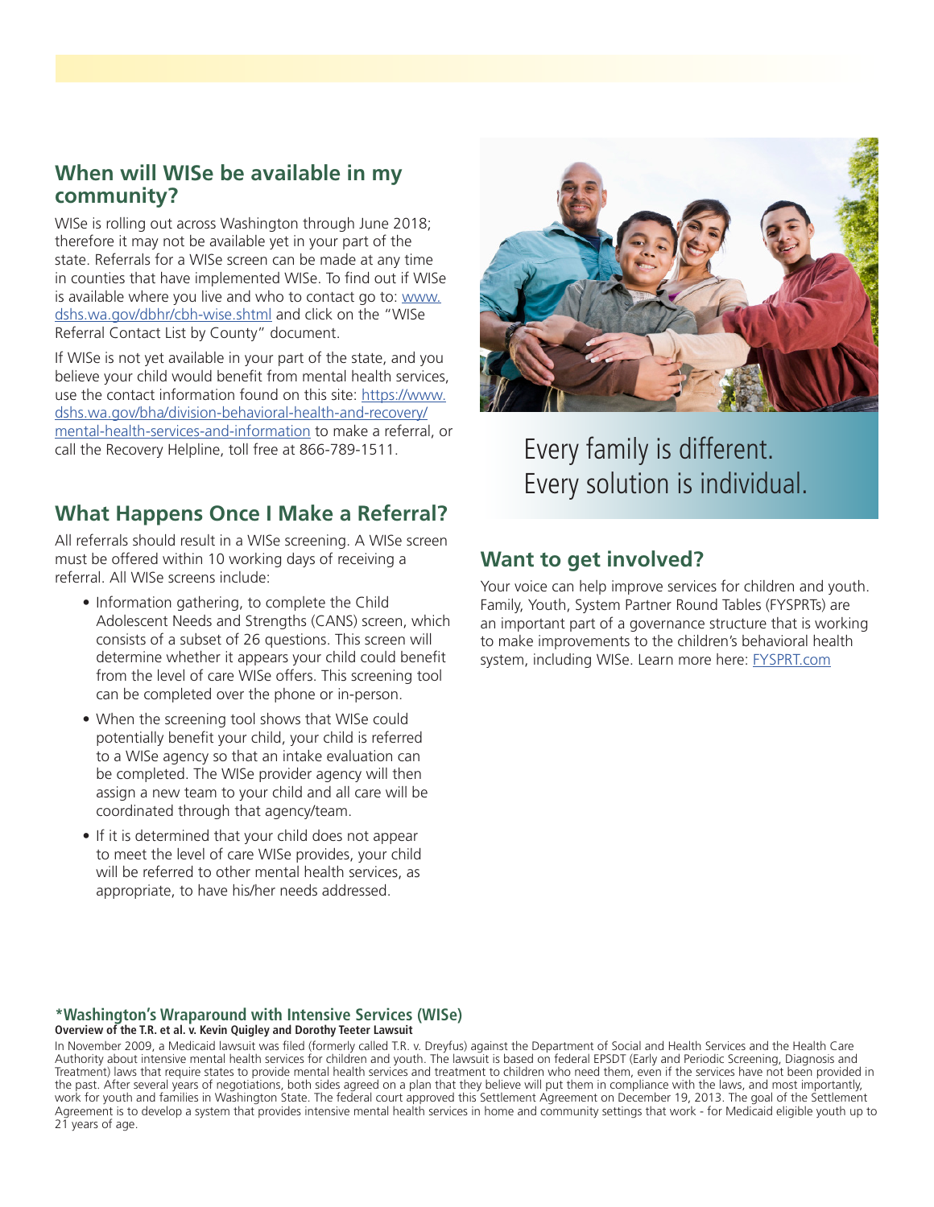## When will WISe be available in my community?

WISe is rolling out across Washington through June 2018; therefore it may not be available yet in your part of the state. Referrals for a WISe screen can be made at any time in counties that have implemented WISe. To find out if WISe is available where you live and who to contact go to: [www.dshs.wa.gov/dbhr/cbh-wise.shtml](http://www.dshs.wa.gov/dbhr/cbh-wise.shtml) and click on the "WISe Referral Contact List by County" document.

If WISe is not yet available in your part of the state, and you believe your child would benefit from mental health services, use the contact information found on this site: [https://www.dshs.wa.gov/bha/division-behavioral-health-and-recovery/mental-health-services-and-information](https://www.dshs.wa.gov/bha/division-behavioral-health-and-recovery/mental-health-services-and-information) to make a referral, or call the Recovery Helpline, toll free at 866-789-1511.

## What Happens Once I Make a Referral?

All referrals should result in a WISe screening. A WISe screen must be offered within 10 working days of receiving a referral. All WISe screens include:

- Information gathering, to complete the Child Adolescent Needs and Strengths (CANS) screen, which consists of a subset of 26 questions. This screen will determine whether it appears your child could benefit from the level of care WISe offers. This screening tool can be completed over the phone or in-person.
- When the screening tool shows that WISe could potentially benefit your child, your child is referred to a WISe agency so that an intake evaluation can be completed. The WISe provider agency will then assign a new team to your child and all care will be coordinated through that agency/team.
- If it is determined that your child does not appear to meet the level of care WISe provides, your child will be referred to other mental health services, as appropriate, to have his/her needs addressed.

Every family is different.
Every solution is individual.

## Want to get involved?

Your voice can help improve services for children and youth. Family, Youth, System Partner Round Tables (FYSPRTs) are an important part of a governance structure that is working to make improvements to the children's behavioral health system, including WISe. Learn more here: [FYSPRT.com](http://FYSPRT.com)

**\*Washington's Wraparound with Intensive Services (WISe)**

**Overview of the T.R. et al. v. Kevin Quigley and Dorothy Teeter Lawsuit**

In November 2009, a Medicaid lawsuit was filed (formerly called T.R. v. Dreyfus) against the Department of Social and Health Services and the Health Care Authority about intensive mental health services for children and youth. The lawsuit is based on federal EPSDT (Early and Periodic Screening, Diagnosis and Treatment) laws that require states to provide mental health services and treatment to children who need them, even if the services have not been provided in the past. After several years of negotiations, both sides agreed on a plan that they believe will put them in compliance with the laws, and most importantly, work for youth and families in Washington State. The federal court approved this Settlement Agreement on December 19, 2013. The goal of the Settlement Agreement is to develop a system that provides intensive mental health services in home and community settings that work - for Medicaid eligible youth up to 21 years of age.